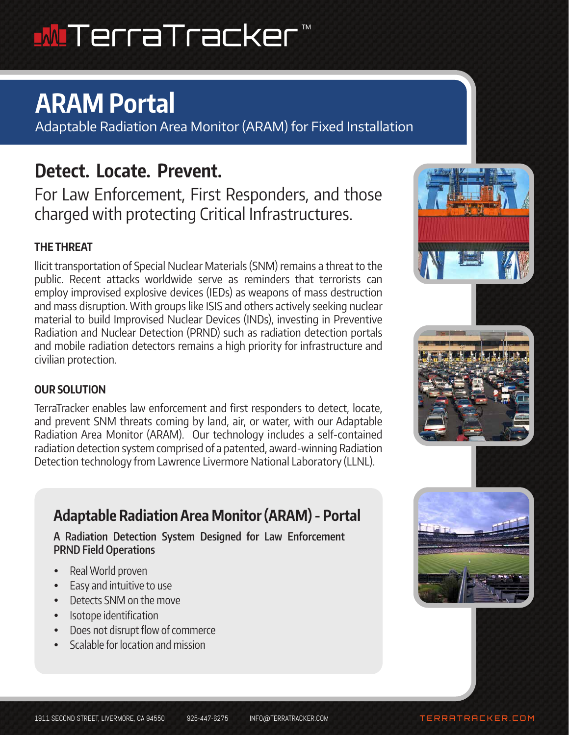# TerraTracker™

## ARAM Portal

Adaptable Radiation Area Monitor (ARAM) for Fixed Installation

## Detect. Locate. Prevent.

For Law Enforcement, First Responders, and those charged with protecting Critical Infrastructures.

### THE THREAT

llicit transportation of Special Nuclear Materials (SNM) remains a threat to the public. Recent attacks worldwide serve as reminders that terrorists can employ improvised explosive devices (IEDs) as weapons of mass destruction and mass disruption. With groups like ISIS and others actively seeking nuclear material to build Improvised Nuclear Devices (INDs), investing in Preventive Radiation and Nuclear Detection (PRND) such as radiation detection portals and mobile radiation detectors remains a high priority for infrastructure and civilian protection.

### OUR SOLUTION

TerraTracker enables law enforcement and first responders to detect, locate, and prevent SNM threats coming by land, air, or water, with our Adaptable Radiation Area Monitor (ARAM). Our technology includes a self-contained radiation detection system comprised of a patented, award-winning Radiation Detection technology from Lawrence Livermore National Laboratory (LLNL).

### Adaptable Radiation Area Monitor (ARAM) - Portal

**A Radiation Detection System Designed for Law Enforcement PRND Field Operations**

- Real World proven
- Easy and intuitive to use
- Detects SNM on the move
- Isotope identification
- Does not disrupt flow of commerce
- Scalable for location and mission

1911 SECOND STREET, LIVERMORE, CA 94550 925-447-6275 INFO@TERRATRACKER.COM TERRATRACKER.COM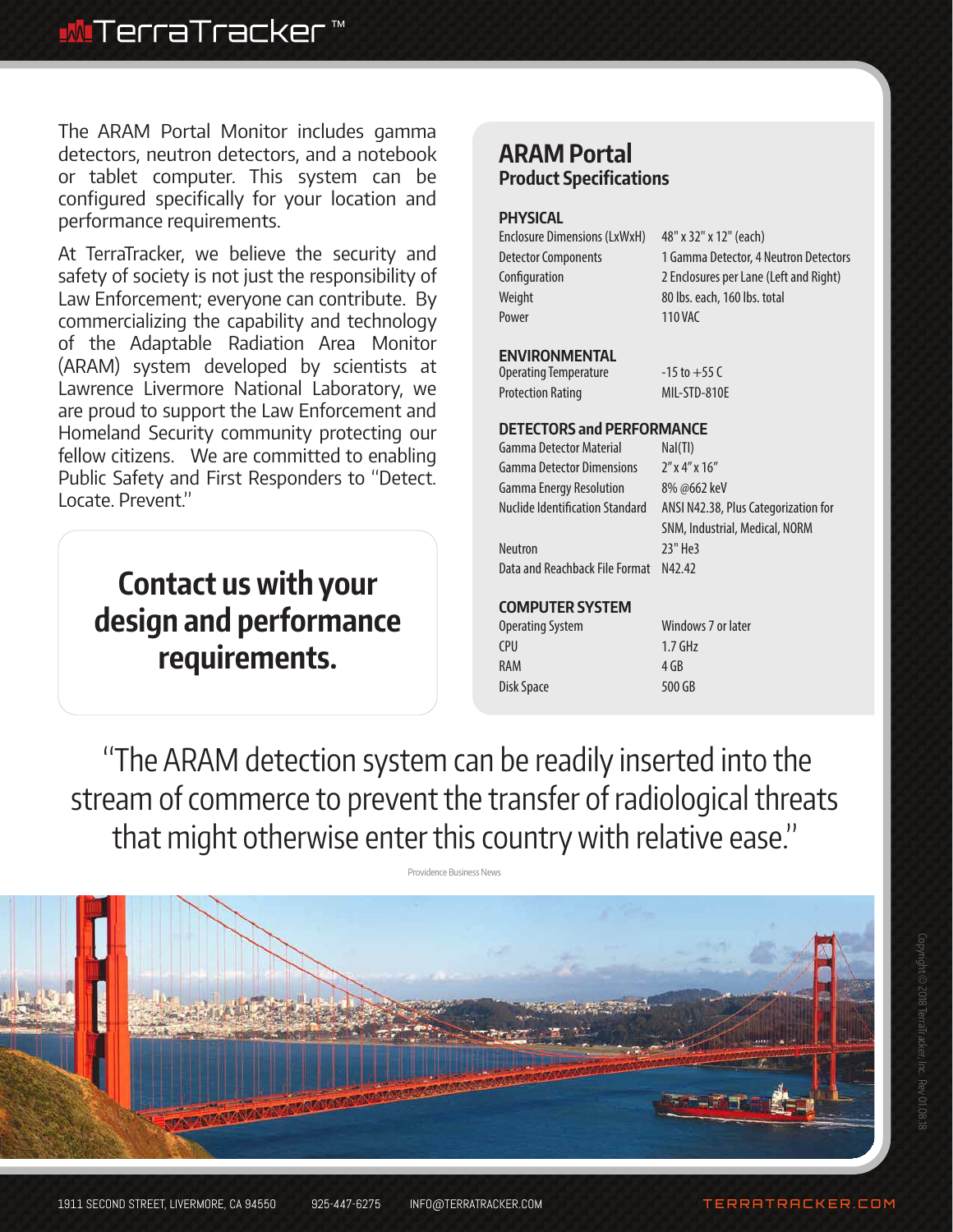The ARAM Portal Monitor includes gamma detectors, neutron detectors, and a notebook or tablet computer. This system can be configured specifically for your location and performance requirements.

At TerraTracker, we believe the security and safety of society is not just the responsibility of Law Enforcement; everyone can contribute. By commercializing the capability and technology of the Adaptable Radiation Area Monitor (ARAM) system developed by scientists at Lawrence Livermore National Laboratory, we are proud to support the Law Enforcement and Homeland Security community protecting our fellow citizens. We are committed to enabling Public Safety and First Responders to "Detect. Locate. Prevent."

**Contact us with your design and performance requirements.**

# ARAM Portal

## Product Specifications

### PHYSICAL

| | |
|---|---|
| Enclosure Dimensions (LxWxH) | 48" x 32" x 12" (each) |
| Detector Components | 1 Gamma Detector, 4 Neutron Detectors |
| Configuration | 2 Enclosures per Lane (Left and Right) |
| Weight | 80 lbs. each, 160 lbs. total |
| Power | 110 VAC |

### ENVIRONMENTAL

| | |
|---|---|
| Operating Temperature | -15 to +55 C |
| Protection Rating | MIL-STD-810E |

### DETECTORS and PERFORMANCE

| | |
|---|---|
| Gamma Detector Material | NaI(Tl) |
| Gamma Detector Dimensions | 2" x 4" x 16" |
| Gamma Energy Resolution | 8% @662 keV |
| Nuclide Identification Standard | ANSI N42.38, Plus Categorization for SNM, Industrial, Medical, NORM |
| Neutron | 23" He3 |
| Data and Reachback File Format | N42.42 |

### COMPUTER SYSTEM

| | |
|---|---|
| Operating System | Windows 7 or later |
| CPU | 1.7 GHz |
| RAM | 4 GB |
| Disk Space | 500 GB |

"The ARAM detection system can be readily inserted into the stream of commerce to prevent the transfer of radiological threats that might otherwise enter this country with relative ease."

Providence Business News

Copyright © 2018 TerraTracker, Inc. Rev 01.08.18

1911 SECOND STREET, LIVERMORE, CA 94550 925-447-6275 INFO@TERRATRACKER.COM TERRATRACKER.COM